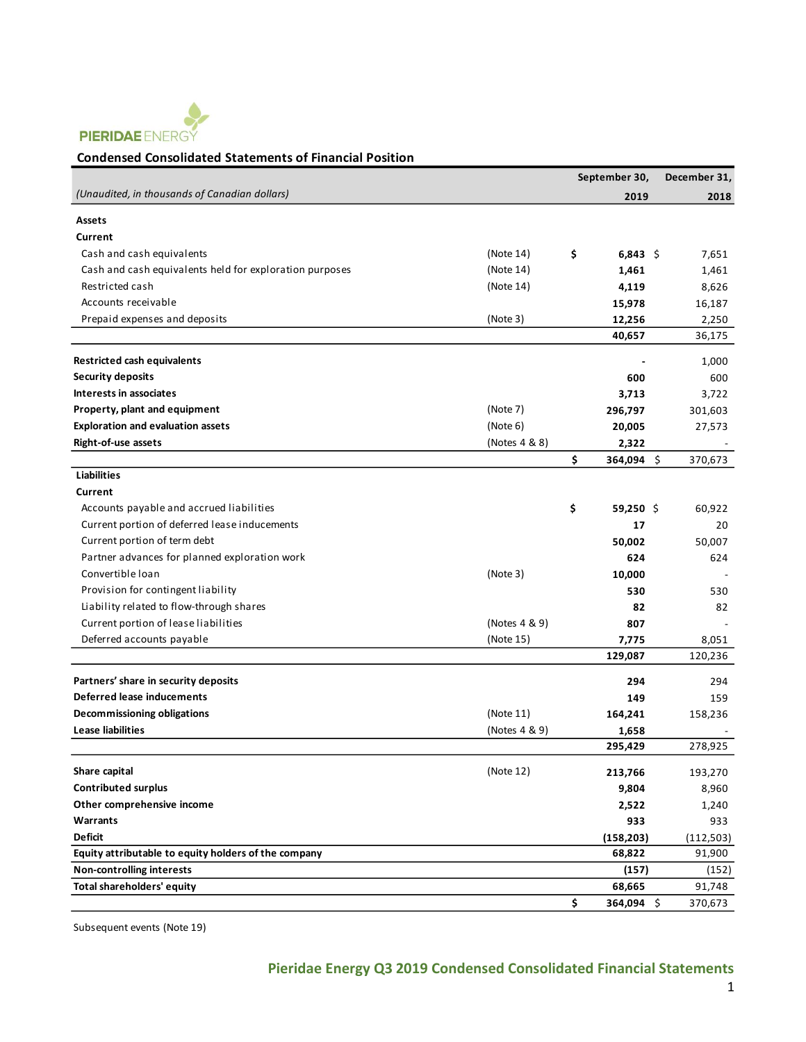PIERIDAE ENERGY

## Condensed Consolidated Statements of Financial Position

| *(Unaudited, in thousands of Canadian dollars)* | | September 30, 2019 | December 31, 2018 |
|---|---|---|---|
| **Assets** | | | |
| **Current** | | | |
| Cash and cash equivalents | (Note 14) | $ **6,843** | $ 7,651 |
| Cash and cash equivalents held for exploration purposes | (Note 14) | **1,461** | 1,461 |
| Restricted cash | (Note 14) | **4,119** | 8,626 |
| Accounts receivable | | **15,978** | 16,187 |
| Prepaid expenses and deposits | (Note 3) | **12,256** | 2,250 |
| | | **40,657** | 36,175 |
| **Restricted cash equivalents** | | **-** | 1,000 |
| **Security deposits** | | **600** | 600 |
| **Interests in associates** | | **3,713** | 3,722 |
| **Property, plant and equipment** | (Note 7) | **296,797** | 301,603 |
| **Exploration and evaluation assets** | (Note 6) | **20,005** | 27,573 |
| **Right-of-use assets** | (Notes 4 & 8) | **2,322** | - |
| | | $ **364,094** | $ 370,673 |
| **Liabilities** | | | |
| **Current** | | | |
| Accounts payable and accrued liabilities | | $ **59,250** | $ 60,922 |
| Current portion of deferred lease inducements | | **17** | 20 |
| Current portion of term debt | | **50,002** | 50,007 |
| Partner advances for planned exploration work | | **624** | 624 |
| Convertible loan | (Note 3) | **10,000** | - |
| Provision for contingent liability | | **530** | 530 |
| Liability related to flow-through shares | | **82** | 82 |
| Current portion of lease liabilities | (Notes 4 & 9) | **807** | - |
| Deferred accounts payable | (Note 15) | **7,775** | 8,051 |
| | | **129,087** | 120,236 |
| **Partners' share in security deposits** | | **294** | 294 |
| **Deferred lease inducements** | | **149** | 159 |
| **Decommissioning obligations** | (Note 11) | **164,241** | 158,236 |
| **Lease liabilities** | (Notes 4 & 9) | **1,658** | - |
| | | **295,429** | 278,925 |
| **Share capital** | (Note 12) | **213,766** | 193,270 |
| **Contributed surplus** | | **9,804** | 8,960 |
| **Other comprehensive income** | | **2,522** | 1,240 |
| **Warrants** | | **933** | 933 |
| **Deficit** | | **(158,203)** | (112,503) |
| **Equity attributable to equity holders of the company** | | **68,822** | 91,900 |
| **Non-controlling interests** | | **(157)** | (152) |
| **Total shareholders' equity** | | **68,665** | 91,748 |
| | | $ **364,094** | $ 370,673 |

Subsequent events (Note 19)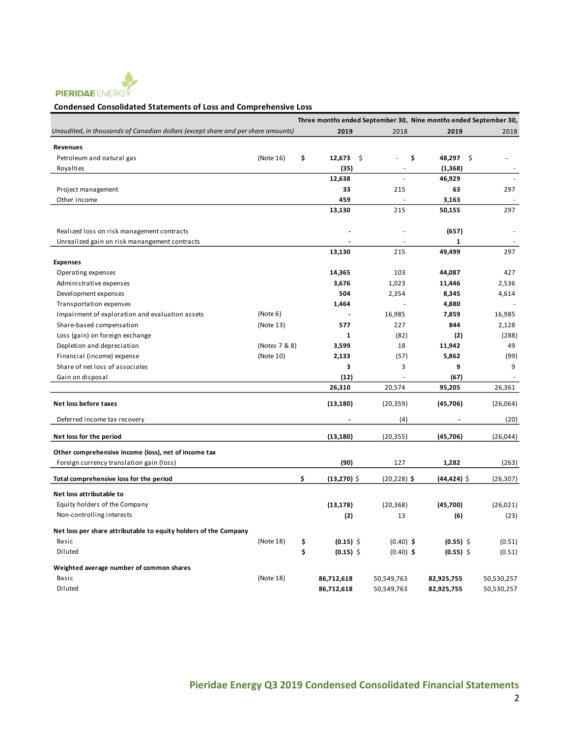PIERIDAE ENERGY

## Condensed Consolidated Statements of Loss and Comprehensive Loss

| *Unaudited, in thousands of Canadian dollars (except share and per share amounts)* | | Three months ended September 30, 2019 | Three months ended September 30, 2018 | Nine months ended September 30, 2019 | Nine months ended September 30, 2018 |
|---|---|---|---|---|---|
| **Revenues** | | | | | |
| Petroleum and natural gas | (Note 16) | **$ 12,673** | $ - | **$ 48,297** | $ - |
| Royalties | | **(35)** | - | **(1,368)** | - |
| | | **12,638** | - | **46,929** | - |
| Project management | | **33** | 215 | **63** | 297 |
| Other income | | **459** | - | **3,163** | - |
| | | **13,130** | 215 | **50,155** | 297 |
| Realized loss on risk management contracts | | **-** | - | **(657)** | - |
| Unrealized gain on risk manangement contracts | | **-** | - | **1** | - |
| | | **13,130** | 215 | **49,499** | 297 |
| **Expenses** | | | | | |
| Operating expenses | | **14,365** | 103 | **44,087** | 427 |
| Administrative expenses | | **3,676** | 1,023 | **11,446** | 2,536 |
| Development expenses | | **504** | 2,354 | **8,345** | 4,614 |
| Transportation expenses | | **1,464** | - | **4,880** | - |
| Impairment of exploration and evaluation assets | (Note 6) | **-** | 16,985 | **7,859** | 16,985 |
| Share-based compensation | (Note 13) | **577** | 227 | **844** | 2,128 |
| Loss (gain) on foreign exchange | | **1** | (82) | **(2)** | (288) |
| Depletion and depreciation | (Notes 7 & 8) | **3,599** | 18 | **11,942** | 49 |
| Financial (income) expense | (Note 10) | **2,133** | (57) | **5,862** | (99) |
| Share of net loss of associates | | **3** | 3 | **9** | 9 |
| Gain on disposal | | **(12)** | - | **(67)** | - |
| | | **26,310** | 20,574 | **95,205** | 26,361 |
| **Net loss before taxes** | | **(13,180)** | (20,359) | **(45,706)** | (26,064) |
| Deferred income tax recovery | | **-** | (4) | **-** | (20) |
| **Net loss for the period** | | **(13,180)** | (20,355) | **(45,706)** | (26,044) |
| **Other comprehensive income (loss), net of income tax** | | | | | |
| Foreign currency translation gain (loss) | | **(90)** | 127 | **1,282** | (263) |
| **Total comprehensive loss for the period** | | **$ (13,270)** | $ (20,228) | **$ (44,424)** | $ (26,307) |
| **Net loss attributable to** | | | | | |
| Equity holders of the Company | | **(13,178)** | (20,368) | **(45,700)** | (26,021) |
| Non-controlling interests | | **(2)** | 13 | **(6)** | (23) |
| **Net loss per share attributable to equity holders of the Company** | | | | | |
| Basic | (Note 18) | **$ (0.15)** | $ (0.40) | **$ (0.55)** | $ (0.51) |
| Diluted | | **$ (0.15)** | $ (0.40) | **$ (0.55)** | $ (0.51) |
| **Weighted average number of common shares** | | | | | |
| Basic | (Note 18) | **86,712,618** | 50,549,763 | **82,925,755** | 50,530,257 |
| Diluted | | **86,712,618** | 50,549,763 | **82,925,755** | 50,530,257 |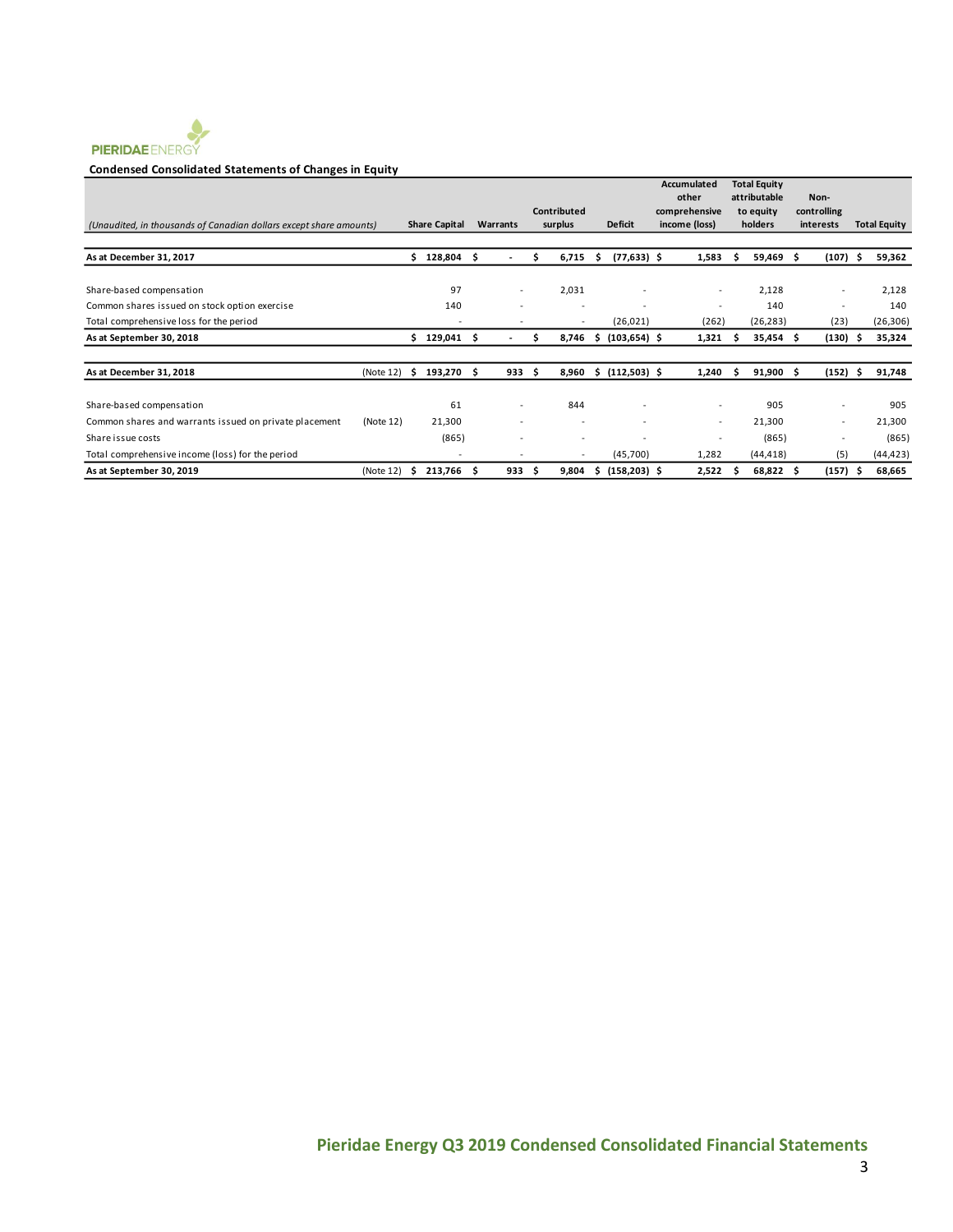PIERIDAE ENERGY

**Condensed Consolidated Statements of Changes in Equity**

| *(Unaudited, in thousands of Canadian dollars except share amounts)* | | Share Capital | Warrants | Contributed surplus | Deficit | Accumulated other comprehensive income (loss) | Total Equity attributable to equity holders | Non-controlling interests | Total Equity |
|---|---|---|---|---|---|---|---|---|---|
| **As at December 31, 2017** | | **$ 128,804** | **$ -** | **$ 6,715** | **$ (77,633)** | **$ 1,583** | **$ 59,469** | **$ (107)** | **$ 59,362** |
| Share-based compensation | | 97 | - | 2,031 | - | - | 2,128 | - | 2,128 |
| Common shares issued on stock option exercise | | 140 | - | - | - | - | 140 | - | 140 |
| Total comprehensive loss for the period | | - | - | - | (26,021) | (262) | (26,283) | (23) | (26,306) |
| **As at September 30, 2018** | | **$ 129,041** | **$ -** | **$ 8,746** | **$ (103,654)** | **$ 1,321** | **$ 35,454** | **$ (130)** | **$ 35,324** |
| **As at December 31, 2018** | (Note 12) | **$ 193,270** | **$ 933** | **$ 8,960** | **$ (112,503)** | **$ 1,240** | **$ 91,900** | **$ (152)** | **$ 91,748** |
| Share-based compensation | | 61 | - | 844 | - | - | 905 | - | 905 |
| Common shares and warrants issued on private placement | (Note 12) | 21,300 | - | - | - | - | 21,300 | - | 21,300 |
| Share issue costs | | (865) | - | - | - | - | (865) | - | (865) |
| Total comprehensive income (loss) for the period | | - | - | - | (45,700) | 1,282 | (44,418) | (5) | (44,423) |
| **As at September 30, 2019** | (Note 12) | **$ 213,766** | **$ 933** | **$ 9,804** | **$ (158,203)** | **$ 2,522** | **$ 68,822** | **$ (157)** | **$ 68,665** |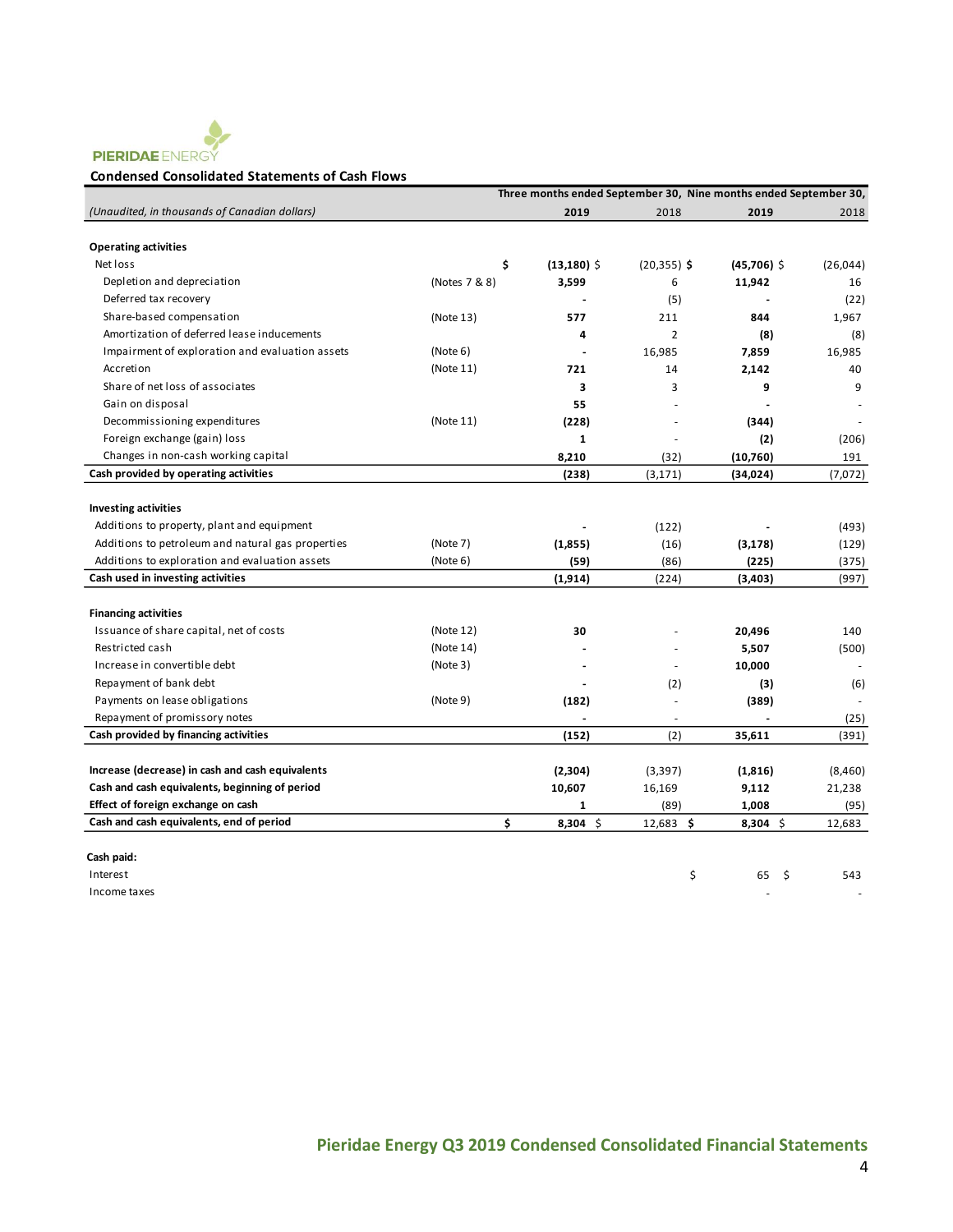PIERIDAE ENERGY

## Condensed Consolidated Statements of Cash Flows

| *(Unaudited, in thousands of Canadian dollars)* | | Three months ended September 30, 2019 | Three months ended September 30, 2018 | Nine months ended September 30, 2019 | Nine months ended September 30, 2018 |
|---|---|---|---|---|---|
| **Operating activities** | | | | | |
| Net loss | | $ **(13,180)** | $ (20,355) | $ **(45,706)** | $ (26,044) |
| Depletion and depreciation | (Notes 7 & 8) | **3,599** | 6 | **11,942** | 16 |
| Deferred tax recovery | | **-** | (5) | **-** | (22) |
| Share-based compensation | (Note 13) | **577** | 211 | **844** | 1,967 |
| Amortization of deferred lease inducements | | **4** | 2 | **(8)** | (8) |
| Impairment of exploration and evaluation assets | (Note 6) | **-** | 16,985 | **7,859** | 16,985 |
| Accretion | (Note 11) | **721** | 14 | **2,142** | 40 |
| Share of net loss of associates | | **3** | 3 | **9** | 9 |
| Gain on disposal | | **55** | - | **-** | - |
| Decommissioning expenditures | (Note 11) | **(228)** | - | **(344)** | - |
| Foreign exchange (gain) loss | | **1** | - | **(2)** | (206) |
| Changes in non-cash working capital | | **8,210** | (32) | **(10,760)** | 191 |
| **Cash provided by operating activities** | | **(238)** | (3,171) | **(34,024)** | (7,072) |
| **Investing activities** | | | | | |
| Additions to property, plant and equipment | | **-** | (122) | **-** | (493) |
| Additions to petroleum and natural gas properties | (Note 7) | **(1,855)** | (16) | **(3,178)** | (129) |
| Additions to exploration and evaluation assets | (Note 6) | **(59)** | (86) | **(225)** | (375) |
| **Cash used in investing activities** | | **(1,914)** | (224) | **(3,403)** | (997) |
| **Financing activities** | | | | | |
| Issuance of share capital, net of costs | (Note 12) | **30** | - | **20,496** | 140 |
| Restricted cash | (Note 14) | **-** | - | **5,507** | (500) |
| Increase in convertible debt | (Note 3) | **-** | - | **10,000** | - |
| Repayment of bank debt | | **-** | (2) | **(3)** | (6) |
| Payments on lease obligations | (Note 9) | **(182)** | - | **(389)** | - |
| Repayment of promissory notes | | **-** | - | **-** | (25) |
| **Cash provided by financing activities** | | **(152)** | (2) | **35,611** | (391) |
| **Increase (decrease) in cash and cash equivalents** | | **(2,304)** | (3,397) | **(1,816)** | (8,460) |
| **Cash and cash equivalents, beginning of period** | | **10,607** | 16,169 | **9,112** | 21,238 |
| **Effect of foreign exchange on cash** | | **1** | (89) | **1,008** | (95) |
| **Cash and cash equivalents, end of period** | | $ **8,304** | $ 12,683 | $ **8,304** | $ 12,683 |

| **Cash paid:** | | |
|---|---|---|
| Interest | $ 65 | $ 543 |
| Income taxes | - | - |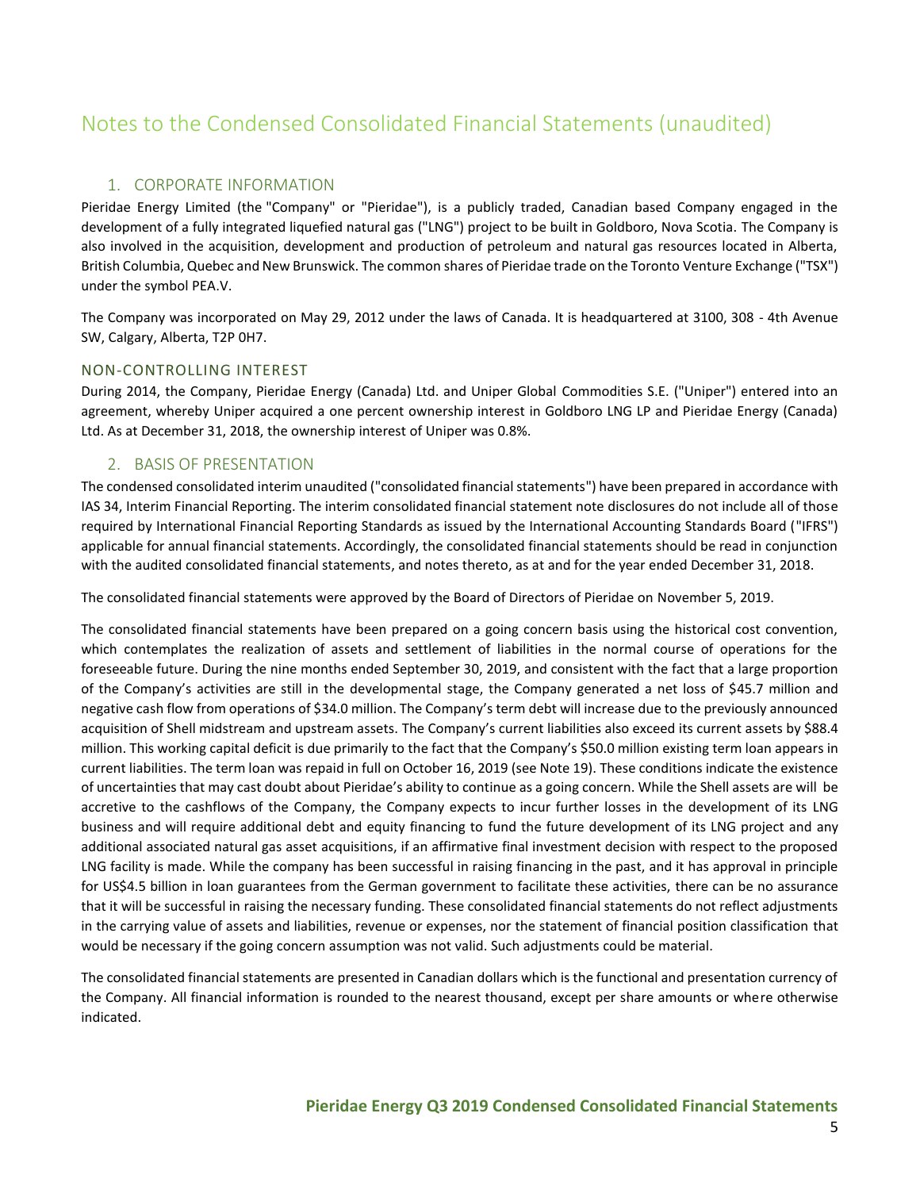# Notes to the Condensed Consolidated Financial Statements (unaudited)

## 1. CORPORATE INFORMATION

Pieridae Energy Limited (the "Company" or "Pieridae"), is a publicly traded, Canadian based Company engaged in the development of a fully integrated liquefied natural gas ("LNG") project to be built in Goldboro, Nova Scotia. The Company is also involved in the acquisition, development and production of petroleum and natural gas resources located in Alberta, British Columbia, Quebec and New Brunswick. The common shares of Pieridae trade on the Toronto Venture Exchange ("TSX") under the symbol PEA.V.

The Company was incorporated on May 29, 2012 under the laws of Canada. It is headquartered at 3100, 308 - 4th Avenue SW, Calgary, Alberta, T2P 0H7.

### NON-CONTROLLING INTEREST

During 2014, the Company, Pieridae Energy (Canada) Ltd. and Uniper Global Commodities S.E. ("Uniper") entered into an agreement, whereby Uniper acquired a one percent ownership interest in Goldboro LNG LP and Pieridae Energy (Canada) Ltd. As at December 31, 2018, the ownership interest of Uniper was 0.8%.

## 2. BASIS OF PRESENTATION

The condensed consolidated interim unaudited ("consolidated financial statements") have been prepared in accordance with IAS 34, Interim Financial Reporting. The interim consolidated financial statement note disclosures do not include all of those required by International Financial Reporting Standards as issued by the International Accounting Standards Board ("IFRS") applicable for annual financial statements. Accordingly, the consolidated financial statements should be read in conjunction with the audited consolidated financial statements, and notes thereto, as at and for the year ended December 31, 2018.

The consolidated financial statements were approved by the Board of Directors of Pieridae on November 5, 2019.

The consolidated financial statements have been prepared on a going concern basis using the historical cost convention, which contemplates the realization of assets and settlement of liabilities in the normal course of operations for the foreseeable future. During the nine months ended September 30, 2019, and consistent with the fact that a large proportion of the Company's activities are still in the developmental stage, the Company generated a net loss of $45.7 million and negative cash flow from operations of $34.0 million. The Company's term debt will increase due to the previously announced acquisition of Shell midstream and upstream assets. The Company's current liabilities also exceed its current assets by $88.4 million. This working capital deficit is due primarily to the fact that the Company's $50.0 million existing term loan appears in current liabilities. The term loan was repaid in full on October 16, 2019 (see Note 19). These conditions indicate the existence of uncertainties that may cast doubt about Pieridae's ability to continue as a going concern. While the Shell assets are will be accretive to the cashflows of the Company, the Company expects to incur further losses in the development of its LNG business and will require additional debt and equity financing to fund the future development of its LNG project and any additional associated natural gas asset acquisitions, if an affirmative final investment decision with respect to the proposed LNG facility is made. While the company has been successful in raising financing in the past, and it has approval in principle for US$4.5 billion in loan guarantees from the German government to facilitate these activities, there can be no assurance that it will be successful in raising the necessary funding. These consolidated financial statements do not reflect adjustments in the carrying value of assets and liabilities, revenue or expenses, nor the statement of financial position classification that would be necessary if the going concern assumption was not valid. Such adjustments could be material.

The consolidated financial statements are presented in Canadian dollars which is the functional and presentation currency of the Company. All financial information is rounded to the nearest thousand, except per share amounts or where otherwise indicated.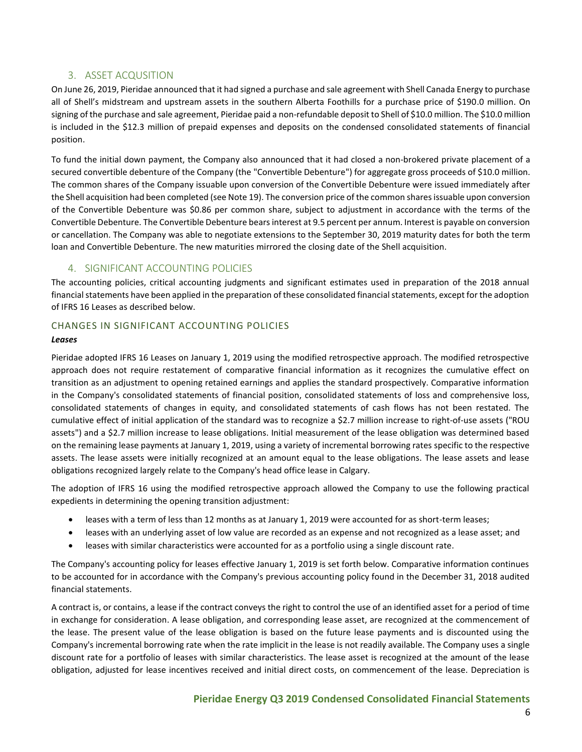## 3. ASSET ACQUSITION

On June 26, 2019, Pieridae announced that it had signed a purchase and sale agreement with Shell Canada Energy to purchase all of Shell's midstream and upstream assets in the southern Alberta Foothills for a purchase price of $190.0 million. On signing of the purchase and sale agreement, Pieridae paid a non-refundable deposit to Shell of $10.0 million. The $10.0 million is included in the $12.3 million of prepaid expenses and deposits on the condensed consolidated statements of financial position.

To fund the initial down payment, the Company also announced that it had closed a non-brokered private placement of a secured convertible debenture of the Company (the "Convertible Debenture") for aggregate gross proceeds of $10.0 million. The common shares of the Company issuable upon conversion of the Convertible Debenture were issued immediately after the Shell acquisition had been completed (see Note 19). The conversion price of the common shares issuable upon conversion of the Convertible Debenture was $0.86 per common share, subject to adjustment in accordance with the terms of the Convertible Debenture. The Convertible Debenture bears interest at 9.5 percent per annum. Interest is payable on conversion or cancellation. The Company was able to negotiate extensions to the September 30, 2019 maturity dates for both the term loan and Convertible Debenture. The new maturities mirrored the closing date of the Shell acquisition.

## 4. SIGNIFICANT ACCOUNTING POLICIES

The accounting policies, critical accounting judgments and significant estimates used in preparation of the 2018 annual financial statements have been applied in the preparation of these consolidated financial statements, except for the adoption of IFRS 16 Leases as described below.

### CHANGES IN SIGNIFICANT ACCOUNTING POLICIES

***Leases***

Pieridae adopted IFRS 16 Leases on January 1, 2019 using the modified retrospective approach. The modified retrospective approach does not require restatement of comparative financial information as it recognizes the cumulative effect on transition as an adjustment to opening retained earnings and applies the standard prospectively. Comparative information in the Company's consolidated statements of financial position, consolidated statements of loss and comprehensive loss, consolidated statements of changes in equity, and consolidated statements of cash flows has not been restated. The cumulative effect of initial application of the standard was to recognize a $2.7 million increase to right-of-use assets ("ROU assets") and a $2.7 million increase to lease obligations. Initial measurement of the lease obligation was determined based on the remaining lease payments at January 1, 2019, using a variety of incremental borrowing rates specific to the respective assets. The lease assets were initially recognized at an amount equal to the lease obligations. The lease assets and lease obligations recognized largely relate to the Company's head office lease in Calgary.

The adoption of IFRS 16 using the modified retrospective approach allowed the Company to use the following practical expedients in determining the opening transition adjustment:

- leases with a term of less than 12 months as at January 1, 2019 were accounted for as short-term leases;
- leases with an underlying asset of low value are recorded as an expense and not recognized as a lease asset; and
- leases with similar characteristics were accounted for as a portfolio using a single discount rate.

The Company's accounting policy for leases effective January 1, 2019 is set forth below. Comparative information continues to be accounted for in accordance with the Company's previous accounting policy found in the December 31, 2018 audited financial statements.

A contract is, or contains, a lease if the contract conveys the right to control the use of an identified asset for a period of time in exchange for consideration. A lease obligation, and corresponding lease asset, are recognized at the commencement of the lease. The present value of the lease obligation is based on the future lease payments and is discounted using the Company's incremental borrowing rate when the rate implicit in the lease is not readily available. The Company uses a single discount rate for a portfolio of leases with similar characteristics. The lease asset is recognized at the amount of the lease obligation, adjusted for lease incentives received and initial direct costs, on commencement of the lease. Depreciation is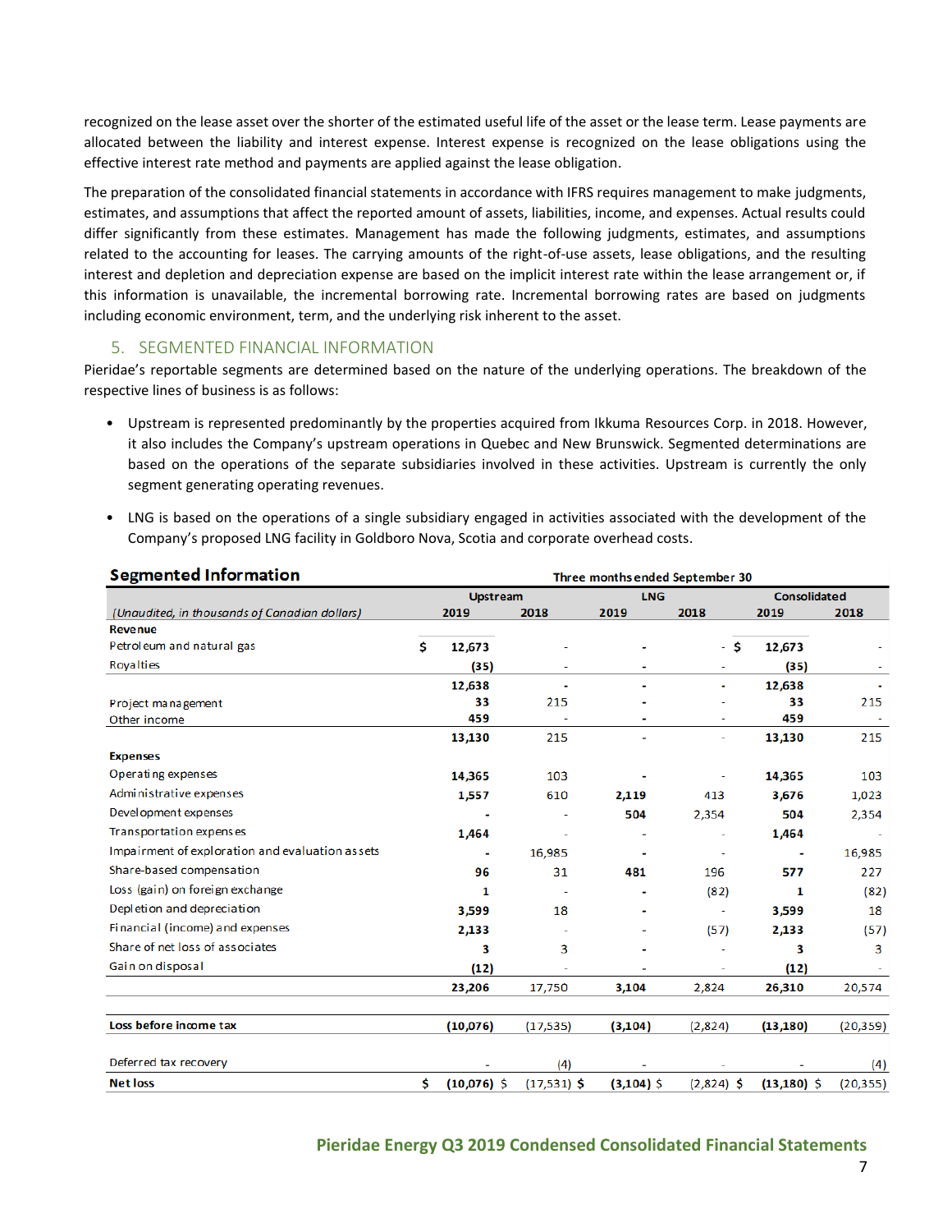recognized on the lease asset over the shorter of the estimated useful life of the asset or the lease term. Lease payments are allocated between the liability and interest expense. Interest expense is recognized on the lease obligations using the effective interest rate method and payments are applied against the lease obligation.

The preparation of the consolidated financial statements in accordance with IFRS requires management to make judgments, estimates, and assumptions that affect the reported amount of assets, liabilities, income, and expenses. Actual results could differ significantly from these estimates. Management has made the following judgments, estimates, and assumptions related to the accounting for leases. The carrying amounts of the right-of-use assets, lease obligations, and the resulting interest and depletion and depreciation expense are based on the implicit interest rate within the lease arrangement or, if this information is unavailable, the incremental borrowing rate. Incremental borrowing rates are based on judgments including economic environment, term, and the underlying risk inherent to the asset.

## 5. SEGMENTED FINANCIAL INFORMATION

Pieridae's reportable segments are determined based on the nature of the underlying operations. The breakdown of the respective lines of business is as follows:

- Upstream is represented predominantly by the properties acquired from Ikkuma Resources Corp. in 2018. However, it also includes the Company's upstream operations in Quebec and New Brunswick. Segmented determinations are based on the operations of the separate subsidiaries involved in these activities. Upstream is currently the only segment generating operating revenues.
- LNG is based on the operations of a single subsidiary engaged in activities associated with the development of the Company's proposed LNG facility in Goldboro Nova, Scotia and corporate overhead costs.

**Segmented Information**

| Three months ended September 30 | Upstream | | LNG | | Consolidated | |
|---|---|---|---|---|---|---|
| *(Unaudited, in thousands of Canadian dollars)* | 2019 | 2018 | 2019 | 2018 | 2019 | 2018 |
| **Revenue** | | | | | | |
| Petroleum and natural gas | $ 12,673 | - | - | - | $ 12,673 | - |
| Royalties | (35) | - | - | - | (35) | - |
| | 12,638 | - | - | - | 12,638 | - |
| Project management | 33 | 215 | - | - | 33 | 215 |
| Other income | 459 | - | - | - | 459 | - |
| | 13,130 | 215 | - | - | 13,130 | 215 |
| **Expenses** | | | | | | |
| Operating expenses | 14,365 | 103 | - | - | 14,365 | 103 |
| Administrative expenses | 1,557 | 610 | 2,119 | 413 | 3,676 | 1,023 |
| Development expenses | - | - | 504 | 2,354 | 504 | 2,354 |
| Transportation expenses | 1,464 | - | - | - | 1,464 | - |
| Impairment of exploration and evaluation assets | - | 16,985 | - | - | - | 16,985 |
| Share-based compensation | 96 | 31 | 481 | 196 | 577 | 227 |
| Loss (gain) on foreign exchange | 1 | - | - | (82) | 1 | (82) |
| Depletion and depreciation | 3,599 | 18 | - | - | 3,599 | 18 |
| Financial (income) and expenses | 2,133 | - | - | (57) | 2,133 | (57) |
| Share of net loss of associates | 3 | 3 | - | - | 3 | 3 |
| Gain on disposal | (12) | - | - | - | (12) | - |
| | 23,206 | 17,750 | 3,104 | 2,824 | 26,310 | 20,574 |
| **Loss before income tax** | (10,076) | (17,535) | (3,104) | (2,824) | (13,180) | (20,359) |
| Deferred tax recovery | - | (4) | - | - | - | (4) |
| **Net loss** | $ (10,076) | $ (17,531) | $ (3,104) | $ (2,824) | $ (13,180) | $ (20,355) |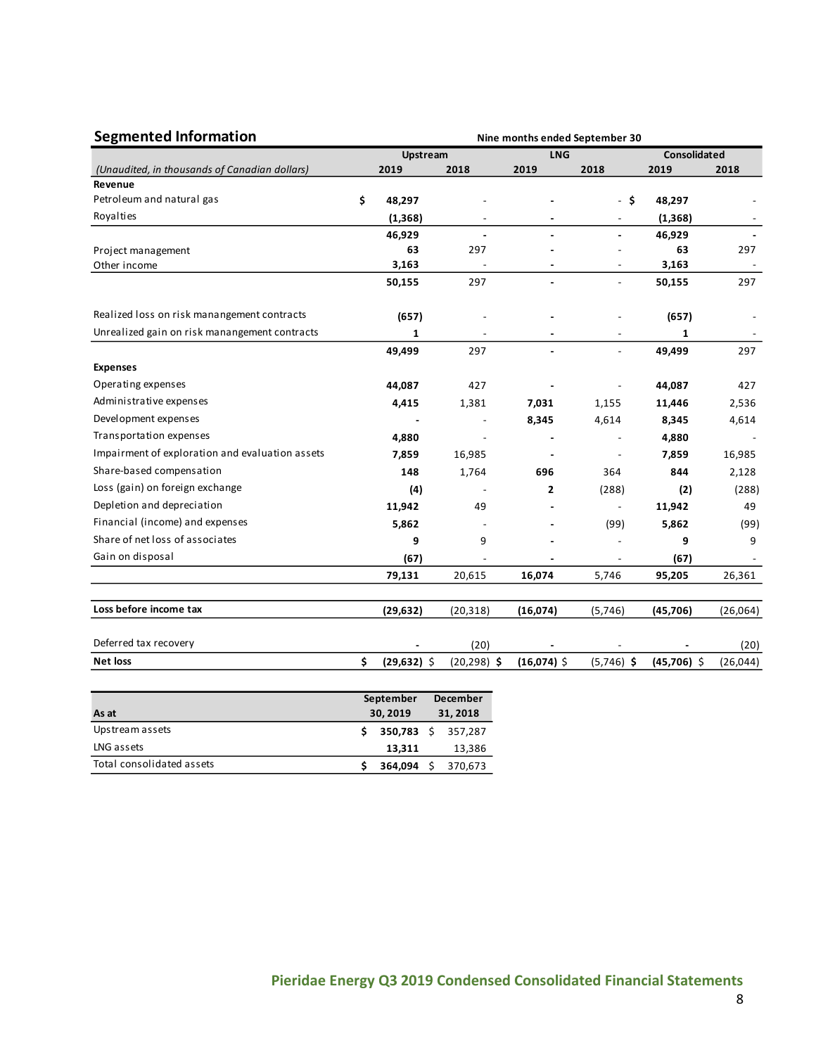## Segmented Information

**Nine months ended September 30**

| *(Unaudited, in thousands of Canadian dollars)* | Upstream 2019 | Upstream 2018 | LNG 2019 | LNG 2018 | Consolidated 2019 | Consolidated 2018 |
|---|---|---|---|---|---|---|
| **Revenue** | | | | | | |
| Petroleum and natural gas | $ **48,297** | - | **-** | - | $ **48,297** | - |
| Royalties | **(1,368)** | - | **-** | - | **(1,368)** | - |
| | **46,929** | **-** | **-** | **-** | **46,929** | **-** |
| Project management | **63** | 297 | **-** | - | **63** | 297 |
| Other income | **3,163** | - | **-** | - | **3,163** | - |
| | **50,155** | 297 | **-** | - | **50,155** | 297 |
| Realized loss on risk manangement contracts | **(657)** | - | **-** | - | **(657)** | - |
| Unrealized gain on risk manangement contracts | **1** | - | **-** | - | **1** | - |
| | **49,499** | 297 | **-** | - | **49,499** | 297 |
| **Expenses** | | | | | | |
| Operating expenses | **44,087** | 427 | **-** | - | **44,087** | 427 |
| Administrative expenses | **4,415** | 1,381 | **7,031** | 1,155 | **11,446** | 2,536 |
| Development expenses | **-** | - | **8,345** | 4,614 | **8,345** | 4,614 |
| Transportation expenses | **4,880** | - | **-** | - | **4,880** | - |
| Impairment of exploration and evaluation assets | **7,859** | 16,985 | **-** | - | **7,859** | 16,985 |
| Share-based compensation | **148** | 1,764 | **696** | 364 | **844** | 2,128 |
| Loss (gain) on foreign exchange | **(4)** | - | **2** | (288) | **(2)** | (288) |
| Depletion and depreciation | **11,942** | 49 | **-** | - | **11,942** | 49 |
| Financial (income) and expenses | **5,862** | - | **-** | (99) | **5,862** | (99) |
| Share of net loss of associates | **9** | 9 | **-** | - | **9** | 9 |
| Gain on disposal | **(67)** | - | **-** | - | **(67)** | - |
| | **79,131** | 20,615 | **16,074** | 5,746 | **95,205** | 26,361 |
| **Loss before income tax** | **(29,632)** | (20,318) | **(16,074)** | (5,746) | **(45,706)** | (26,064) |
| Deferred tax recovery | **-** | (20) | **-** | - | **-** | (20) |
| **Net loss** | $ **(29,632)** | $ (20,298) | $ **(16,074)** | $ (5,746) | $ **(45,706)** | $ (26,044) |

| As at | September 30, 2019 | December 31, 2018 |
|---|---|---|
| Upstream assets | $ **350,783** | $ 357,287 |
| LNG assets | **13,311** | 13,386 |
| Total consolidated assets | $ **364,094** | $ 370,673 |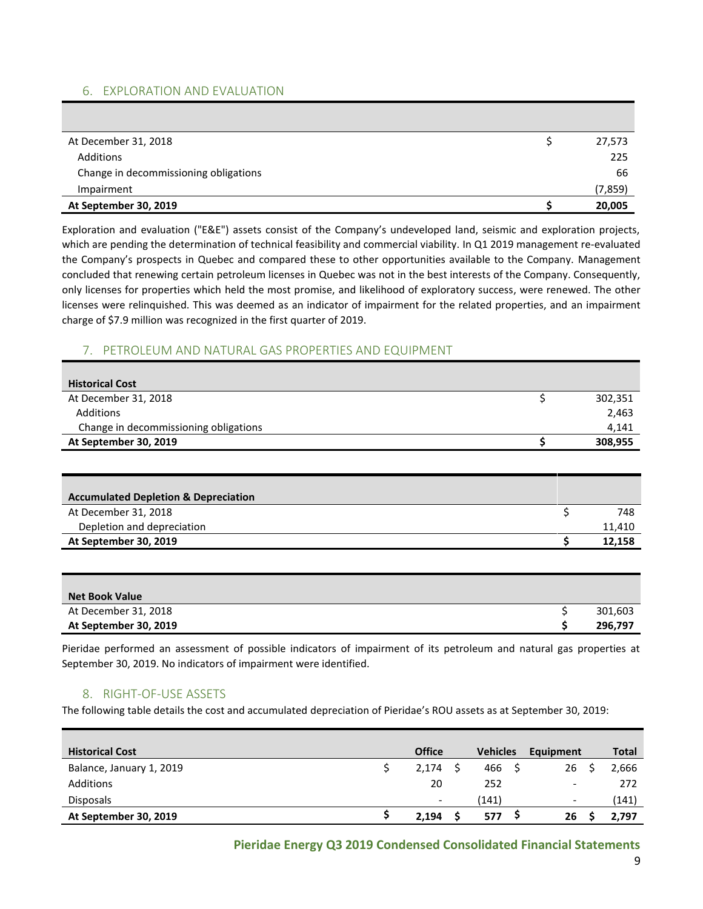## 6. EXPLORATION AND EVALUATION

| | | |
|---|---|---|
| At December 31, 2018 | $ | 27,573 |
| Additions | | 225 |
| Change in decommissioning obligations | | 66 |
| Impairment | | (7,859) |
| **At September 30, 2019** | **$** | **20,005** |

Exploration and evaluation ("E&E") assets consist of the Company's undeveloped land, seismic and exploration projects, which are pending the determination of technical feasibility and commercial viability. In Q1 2019 management re-evaluated the Company's prospects in Quebec and compared these to other opportunities available to the Company. Management concluded that renewing certain petroleum licenses in Quebec was not in the best interests of the Company. Consequently, only licenses for properties which held the most promise, and likelihood of exploratory success, were renewed. The other licenses were relinquished. This was deemed as an indicator of impairment for the related properties, and an impairment charge of $7.9 million was recognized in the first quarter of 2019.

## 7. PETROLEUM AND NATURAL GAS PROPERTIES AND EQUIPMENT

| **Historical Cost** | | |
|---|---|---|
| At December 31, 2018 | $ | 302,351 |
| Additions | | 2,463 |
| Change in decommissioning obligations | | 4,141 |
| **At September 30, 2019** | **$** | **308,955** |

| **Accumulated Depletion & Depreciation** | | |
|---|---|---|
| At December 31, 2018 | $ | 748 |
| Depletion and depreciation | | 11,410 |
| **At September 30, 2019** | **$** | **12,158** |

| **Net Book Value** | | |
|---|---|---|
| At December 31, 2018 | $ | 301,603 |
| **At September 30, 2019** | **$** | **296,797** |

Pieridae performed an assessment of possible indicators of impairment of its petroleum and natural gas properties at September 30, 2019. No indicators of impairment were identified.

## 8. RIGHT-OF-USE ASSETS

The following table details the cost and accumulated depreciation of Pieridae's ROU assets as at September 30, 2019:

| **Historical Cost** | | **Office** | | **Vehicles** | | **Equipment** | | **Total** |
|---|---|---|---|---|---|---|---|---|
| Balance, January 1, 2019 | $ | 2,174 | $ | 466 | $ | 26 | $ | 2,666 |
| Additions | | 20 | | 252 | | - | | 272 |
| Disposals | | - | | (141) | | - | | (141) |
| **At September 30, 2019** | **$** | **2,194** | **$** | **577** | **$** | **26** | **$** | **2,797** |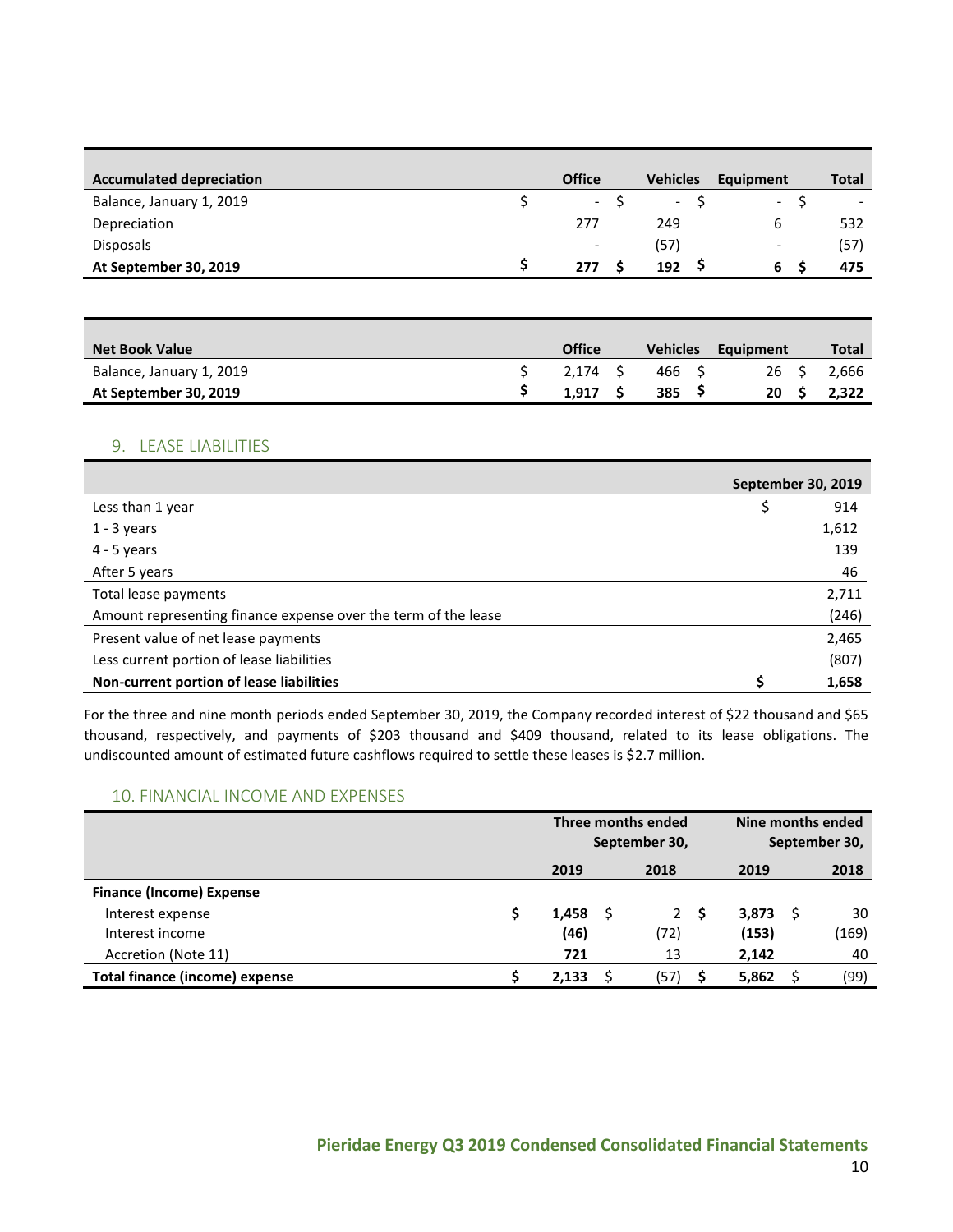| Accumulated depreciation | Office | Vehicles | Equipment | Total |
|---|---|---|---|---|
| Balance, January 1, 2019 | $ - | $ - | $ - | $ - |
| Depreciation | 277 | 249 | 6 | 532 |
| Disposals | - | (57) | - | (57) |
| **At September 30, 2019** | **$ 277** | **$ 192** | **$ 6** | **$ 475** |

| Net Book Value | Office | Vehicles | Equipment | Total |
|---|---|---|---|---|
| Balance, January 1, 2019 | $ 2,174 | $ 466 | $ 26 | $ 2,666 |
| **At September 30, 2019** | **$ 1,917** | **$ 385** | **$ 20** | **$ 2,322** |

## 9. LEASE LIABILITIES

| | September 30, 2019 |
|---|---|
| Less than 1 year | $ 914 |
| 1 - 3 years | 1,612 |
| 4 - 5 years | 139 |
| After 5 years | 46 |
| Total lease payments | 2,711 |
| Amount representing finance expense over the term of the lease | (246) |
| Present value of net lease payments | 2,465 |
| Less current portion of lease liabilities | (807) |
| **Non-current portion of lease liabilities** | **$ 1,658** |

For the three and nine month periods ended September 30, 2019, the Company recorded interest of $22 thousand and $65 thousand, respectively, and payments of $203 thousand and $409 thousand, related to its lease obligations. The undiscounted amount of estimated future cashflows required to settle these leases is $2.7 million.

## 10. FINANCIAL INCOME AND EXPENSES

| | Three months ended September 30, | | Nine months ended September 30, | |
|---|---|---|---|---|
| | 2019 | 2018 | 2019 | 2018 |
| **Finance (Income) Expense** | | | | |
| Interest expense | **$ 1,458** | $ 2 | **$ 3,873** | $ 30 |
| Interest income | **(46)** | (72) | **(153)** | (169) |
| Accretion (Note 11) | **721** | 13 | **2,142** | 40 |
| **Total finance (income) expense** | **$ 2,133** | $ (57) | **$ 5,862** | $ (99) |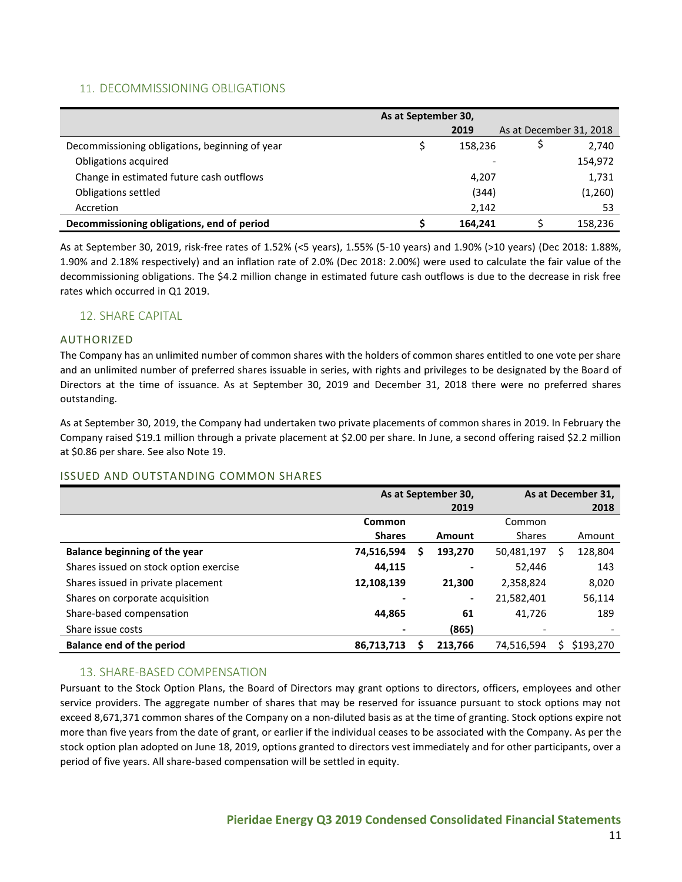## 11. DECOMMISSIONING OBLIGATIONS

| | As at September 30, 2019 | As at December 31, 2018 |
|---|---|---|
| Decommissioning obligations, beginning of year | $ 158,236 | $ 2,740 |
| Obligations acquired | - | 154,972 |
| Change in estimated future cash outflows | 4,207 | 1,731 |
| Obligations settled | (344) | (1,260) |
| Accretion | 2,142 | 53 |
| **Decommissioning obligations, end of period** | **$ 164,241** | $ 158,236 |

As at September 30, 2019, risk-free rates of 1.52% (<5 years), 1.55% (5-10 years) and 1.90% (>10 years) (Dec 2018: 1.88%, 1.90% and 2.18% respectively) and an inflation rate of 2.0% (Dec 2018: 2.00%) were used to calculate the fair value of the decommissioning obligations. The $4.2 million change in estimated future cash outflows is due to the decrease in risk free rates which occurred in Q1 2019.

## 12. SHARE CAPITAL

### AUTHORIZED

The Company has an unlimited number of common shares with the holders of common shares entitled to one vote per share and an unlimited number of preferred shares issuable in series, with rights and privileges to be designated by the Board of Directors at the time of issuance. As at September 30, 2019 and December 31, 2018 there were no preferred shares outstanding.

As at September 30, 2019, the Company had undertaken two private placements of common shares in 2019. In February the Company raised $19.1 million through a private placement at $2.00 per share. In June, a second offering raised $2.2 million at $0.86 per share. See also Note 19.

### ISSUED AND OUTSTANDING COMMON SHARES

| | As at September 30, 2019 | | As at December 31, 2018 | |
|---|---|---|---|---|
| | **Common Shares** | **Amount** | Common Shares | Amount |
| **Balance beginning of the year** | **74,516,594** | **$ 193,270** | 50,481,197 | $ 128,804 |
| Shares issued on stock option exercise | **44,115** | **-** | 52,446 | 143 |
| Shares issued in private placement | **12,108,139** | **21,300** | 2,358,824 | 8,020 |
| Shares on corporate acquisition | **-** | **-** | 21,582,401 | 56,114 |
| Share-based compensation | **44,865** | **61** | 41,726 | 189 |
| Share issue costs | **-** | **(865)** | - | - |
| **Balance end of the period** | **86,713,713** | **$ 213,766** | 74,516,594 | $ $193,270 |

## 13. SHARE-BASED COMPENSATION

Pursuant to the Stock Option Plans, the Board of Directors may grant options to directors, officers, employees and other service providers. The aggregate number of shares that may be reserved for issuance pursuant to stock options may not exceed 8,671,371 common shares of the Company on a non-diluted basis as at the time of granting. Stock options expire not more than five years from the date of grant, or earlier if the individual ceases to be associated with the Company. As per the stock option plan adopted on June 18, 2019, options granted to directors vest immediately and for other participants, over a period of five years. All share-based compensation will be settled in equity.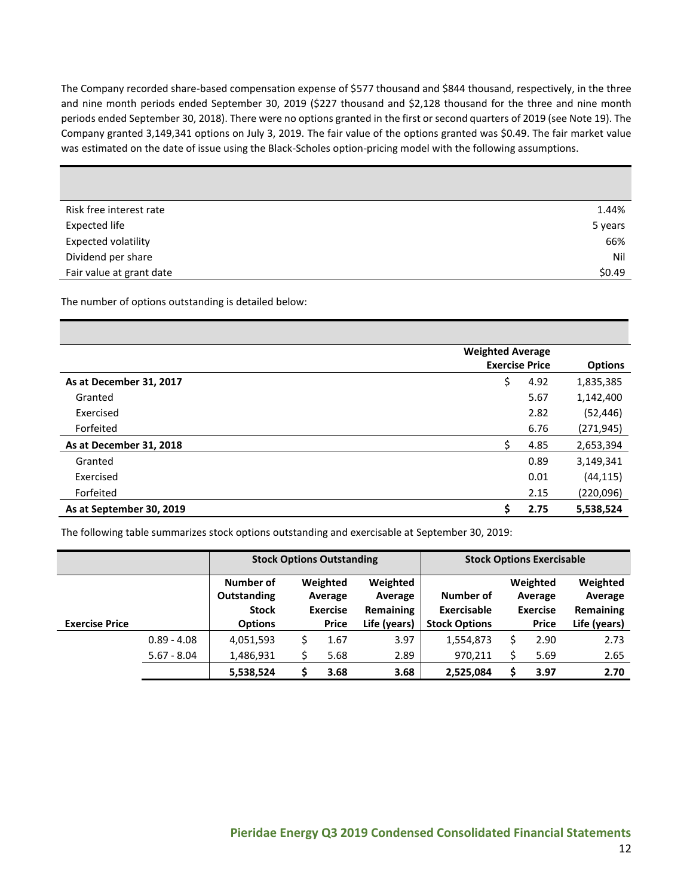The Company recorded share-based compensation expense of $577 thousand and $844 thousand, respectively, in the three and nine month periods ended September 30, 2019 ($227 thousand and $2,128 thousand for the three and nine month periods ended September 30, 2018). There were no options granted in the first or second quarters of 2019 (see Note 19). The Company granted 3,149,341 options on July 3, 2019. The fair value of the options granted was $0.49. The fair market value was estimated on the date of issue using the Black-Scholes option-pricing model with the following assumptions.

| | |
|---|---|
| Risk free interest rate | 1.44% |
| Expected life | 5 years |
| Expected volatility | 66% |
| Dividend per share | Nil |
| Fair value at grant date | $0.49 |

The number of options outstanding is detailed below:

| | Weighted Average Exercise Price | Options |
|---|---|---|
| **As at December 31, 2017** | $ 4.92 | 1,835,385 |
| Granted | 5.67 | 1,142,400 |
| Exercised | 2.82 | (52,446) |
| Forfeited | 6.76 | (271,945) |
| **As at December 31, 2018** | $ 4.85 | 2,653,394 |
| Granted | 0.89 | 3,149,341 |
| Exercised | 0.01 | (44,115) |
| Forfeited | 2.15 | (220,096) |
| **As at September 30, 2019** | **$ 2.75** | **5,538,524** |

The following table summarizes stock options outstanding and exercisable at September 30, 2019:

| | Stock Options Outstanding | | | Stock Options Exercisable | | |
|---|---|---|---|---|---|---|
| **Exercise Price** | **Number of Outstanding Stock Options** | **Weighted Average Exercise Price** | **Weighted Average Remaining Life (years)** | **Number of Exercisable Stock Options** | **Weighted Average Exercise Price** | **Weighted Average Remaining Life (years)** |
| 0.89 - 4.08 | 4,051,593 | $ 1.67 | 3.97 | 1,554,873 | $ 2.90 | 2.73 |
| 5.67 - 8.04 | 1,486,931 | $ 5.68 | 2.89 | 970,211 | $ 5.69 | 2.65 |
| | **5,538,524** | **$ 3.68** | **3.68** | **2,525,084** | **$ 3.97** | **2.70** |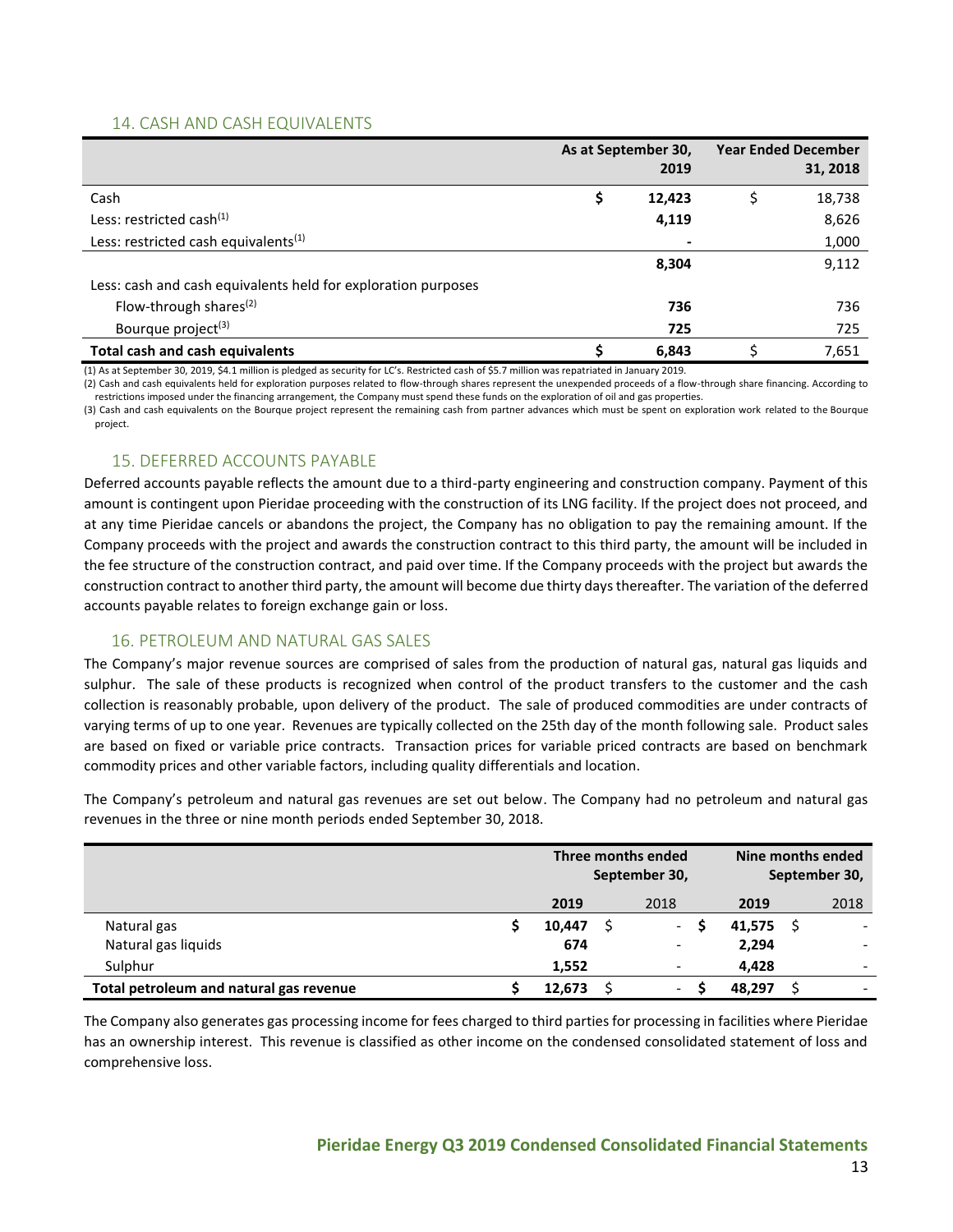## 14. CASH AND CASH EQUIVALENTS

| | As at September 30, 2019 | Year Ended December 31, 2018 |
|---|---|---|
| Cash | **$ 12,423** | $ 18,738 |
| Less: restricted cash[(1)] | **4,119** | 8,626 |
| Less: restricted cash equivalents[(1)] | **-** | 1,000 |
| | **8,304** | 9,112 |
| Less: cash and cash equivalents held for exploration purposes | | |
| Flow-through shares[(2)] | **736** | 736 |
| Bourque project[(3)] | **725** | 725 |
| **Total cash and cash equivalents** | **$ 6,843** | $ 7,651 |

(1) As at September 30, 2019, $4.1 million is pledged as security for LC's. Restricted cash of $5.7 million was repatriated in January 2019.

(2) Cash and cash equivalents held for exploration purposes related to flow-through shares represent the unexpended proceeds of a flow-through share financing. According to restrictions imposed under the financing arrangement, the Company must spend these funds on the exploration of oil and gas properties.

(3) Cash and cash equivalents on the Bourque project represent the remaining cash from partner advances which must be spent on exploration work related to the Bourque project.

## 15. DEFERRED ACCOUNTS PAYABLE

Deferred accounts payable reflects the amount due to a third-party engineering and construction company. Payment of this amount is contingent upon Pieridae proceeding with the construction of its LNG facility. If the project does not proceed, and at any time Pieridae cancels or abandons the project, the Company has no obligation to pay the remaining amount. If the Company proceeds with the project and awards the construction contract to this third party, the amount will be included in the fee structure of the construction contract, and paid over time. If the Company proceeds with the project but awards the construction contract to another third party, the amount will become due thirty days thereafter. The variation of the deferred accounts payable relates to foreign exchange gain or loss.

## 16. PETROLEUM AND NATURAL GAS SALES

The Company's major revenue sources are comprised of sales from the production of natural gas, natural gas liquids and sulphur. The sale of these products is recognized when control of the product transfers to the customer and the cash collection is reasonably probable, upon delivery of the product. The sale of produced commodities are under contracts of varying terms of up to one year. Revenues are typically collected on the 25th day of the month following sale. Product sales are based on fixed or variable price contracts. Transaction prices for variable priced contracts are based on benchmark commodity prices and other variable factors, including quality differentials and location.

The Company's petroleum and natural gas revenues are set out below. The Company had no petroleum and natural gas revenues in the three or nine month periods ended September 30, 2018.

| | Three months ended September 30, | | Nine months ended September 30, | |
|---|---|---|---|---|
| | **2019** | 2018 | **2019** | 2018 |
| Natural gas | **$ 10,447** | $ - | **$ 41,575** | $ - |
| Natural gas liquids | **674** | - | **2,294** | - |
| Sulphur | **1,552** | - | **4,428** | - |
| **Total petroleum and natural gas revenue** | **$ 12,673** | $ - | **$ 48,297** | $ - |

The Company also generates gas processing income for fees charged to third parties for processing in facilities where Pieridae has an ownership interest. This revenue is classified as other income on the condensed consolidated statement of loss and comprehensive loss.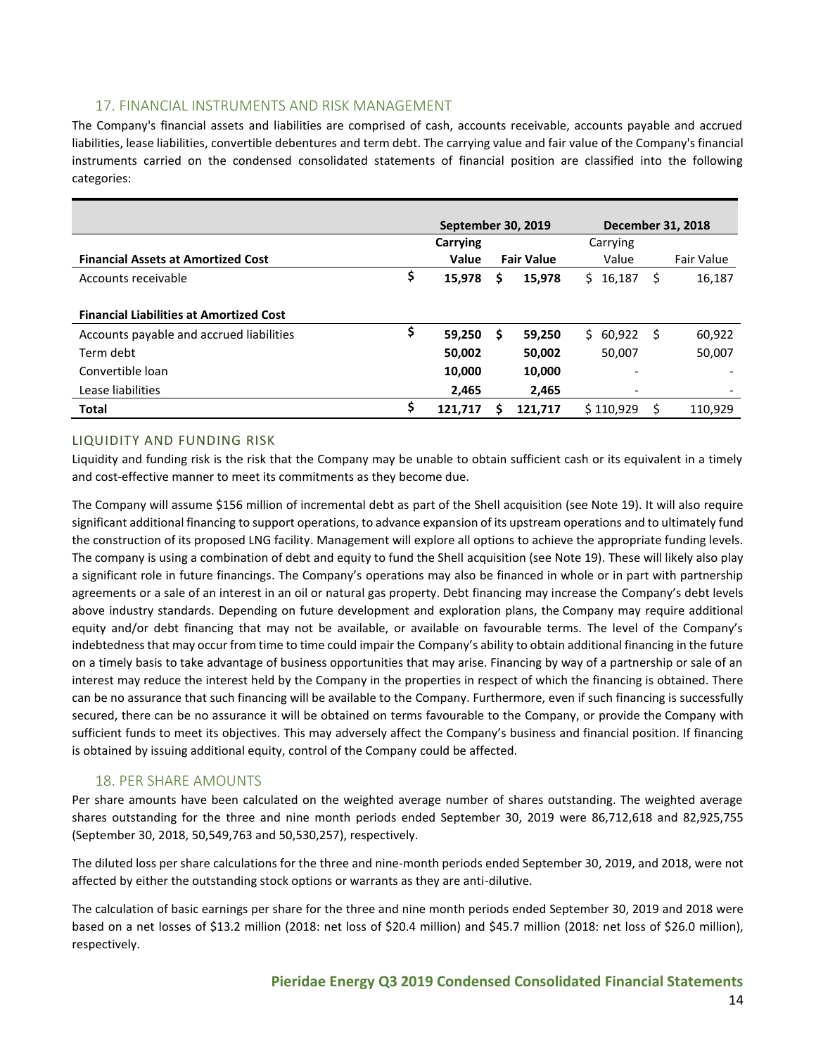## 17. FINANCIAL INSTRUMENTS AND RISK MANAGEMENT

The Company's financial assets and liabilities are comprised of cash, accounts receivable, accounts payable and accrued liabilities, lease liabilities, convertible debentures and term debt. The carrying value and fair value of the Company's financial instruments carried on the condensed consolidated statements of financial position are classified into the following categories:

| | September 30, 2019 | | December 31, 2018 | |
|---|---|---|---|---|
| **Financial Assets at Amortized Cost** | **Carrying Value** | **Fair Value** | Carrying Value | Fair Value |
| Accounts receivable | **$ 15,978** | **$ 15,978** | $ 16,187 | $ 16,187 |
| **Financial Liabilities at Amortized Cost** | | | | |
| Accounts payable and accrued liabilities | **$ 59,250** | **$ 59,250** | $ 60,922 | $ 60,922 |
| Term debt | **50,002** | **50,002** | 50,007 | 50,007 |
| Convertible loan | **10,000** | **10,000** | - | - |
| Lease liabilities | **2,465** | **2,465** | - | - |
| **Total** | **$ 121,717** | **$ 121,717** | $ 110,929 | $ 110,929 |

### LIQUIDITY AND FUNDING RISK

Liquidity and funding risk is the risk that the Company may be unable to obtain sufficient cash or its equivalent in a timely and cost-effective manner to meet its commitments as they become due.

The Company will assume $156 million of incremental debt as part of the Shell acquisition (see Note 19). It will also require significant additional financing to support operations, to advance expansion of its upstream operations and to ultimately fund the construction of its proposed LNG facility. Management will explore all options to achieve the appropriate funding levels. The company is using a combination of debt and equity to fund the Shell acquisition (see Note 19). These will likely also play a significant role in future financings. The Company's operations may also be financed in whole or in part with partnership agreements or a sale of an interest in an oil or natural gas property. Debt financing may increase the Company's debt levels above industry standards. Depending on future development and exploration plans, the Company may require additional equity and/or debt financing that may not be available, or available on favourable terms. The level of the Company's indebtedness that may occur from time to time could impair the Company's ability to obtain additional financing in the future on a timely basis to take advantage of business opportunities that may arise. Financing by way of a partnership or sale of an interest may reduce the interest held by the Company in the properties in respect of which the financing is obtained. There can be no assurance that such financing will be available to the Company. Furthermore, even if such financing is successfully secured, there can be no assurance it will be obtained on terms favourable to the Company, or provide the Company with sufficient funds to meet its objectives. This may adversely affect the Company's business and financial position. If financing is obtained by issuing additional equity, control of the Company could be affected.

## 18. PER SHARE AMOUNTS

Per share amounts have been calculated on the weighted average number of shares outstanding. The weighted average shares outstanding for the three and nine month periods ended September 30, 2019 were 86,712,618 and 82,925,755 (September 30, 2018, 50,549,763 and 50,530,257), respectively.

The diluted loss per share calculations for the three and nine-month periods ended September 30, 2019, and 2018, were not affected by either the outstanding stock options or warrants as they are anti-dilutive.

The calculation of basic earnings per share for the three and nine month periods ended September 30, 2019 and 2018 were based on a net losses of $13.2 million (2018: net loss of $20.4 million) and $45.7 million (2018: net loss of $26.0 million), respectively.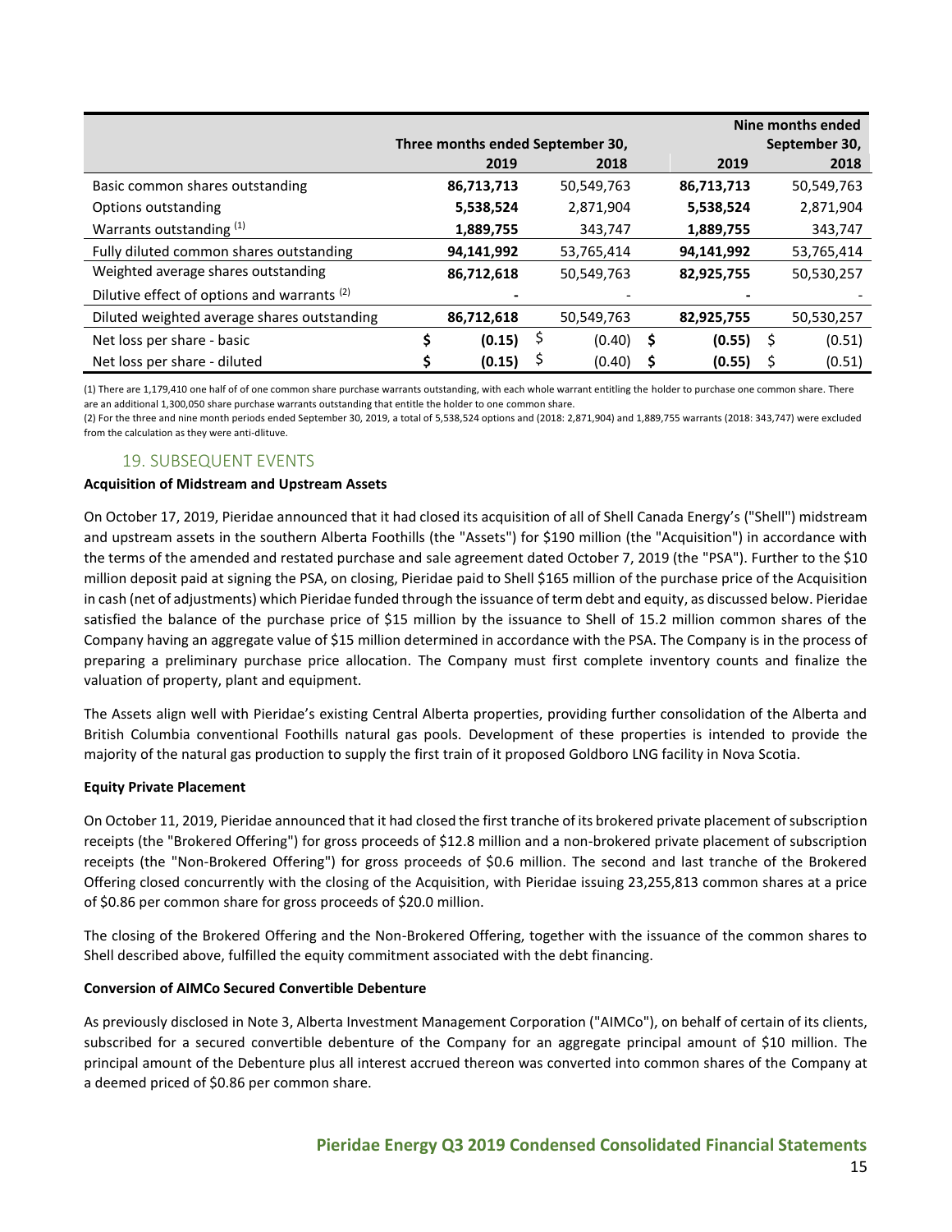| | Three months ended September 30, | | Nine months ended September 30, | |
|---|---|---|---|---|
| | **2019** | 2018 | **2019** | 2018 |
| Basic common shares outstanding | **86,713,713** | 50,549,763 | **86,713,713** | 50,549,763 |
| Options outstanding | **5,538,524** | 2,871,904 | **5,538,524** | 2,871,904 |
| Warrants outstanding [(1)] | **1,889,755** | 343,747 | **1,889,755** | 343,747 |
| Fully diluted common shares outstanding | **94,141,992** | 53,765,414 | **94,141,992** | 53,765,414 |
| Weighted average shares outstanding | **86,712,618** | 50,549,763 | **82,925,755** | 50,530,257 |
| Dilutive effect of options and warrants [(2)] | **-** | - | **-** | - |
| Diluted weighted average shares outstanding | **86,712,618** | 50,549,763 | **82,925,755** | 50,530,257 |
| Net loss per share - basic | **$ (0.15)** | $ (0.40) | **$ (0.55)** | $ (0.51) |
| Net loss per share - diluted | **$ (0.15)** | $ (0.40) | **$ (0.55)** | $ (0.51) |

(1) There are 1,179,410 one half of of one common share purchase warrants outstanding, with each whole warrant entitling the holder to purchase one common share. There are an additional 1,300,050 share purchase warrants outstanding that entitle the holder to one common share.

(2) For the three and nine month periods ended September 30, 2019, a total of 5,538,524 options and (2018: 2,871,904) and 1,889,755 warrants (2018: 343,747) were excluded from the calculation as they were anti-dlituve.

## 19. SUBSEQUENT EVENTS

**Acquisition of Midstream and Upstream Assets**

On October 17, 2019, Pieridae announced that it had closed its acquisition of all of Shell Canada Energy's ("Shell") midstream and upstream assets in the southern Alberta Foothills (the "Assets") for $190 million (the "Acquisition") in accordance with the terms of the amended and restated purchase and sale agreement dated October 7, 2019 (the "PSA"). Further to the $10 million deposit paid at signing the PSA, on closing, Pieridae paid to Shell $165 million of the purchase price of the Acquisition in cash (net of adjustments) which Pieridae funded through the issuance of term debt and equity, as discussed below. Pieridae satisfied the balance of the purchase price of $15 million by the issuance to Shell of 15.2 million common shares of the Company having an aggregate value of $15 million determined in accordance with the PSA. The Company is in the process of preparing a preliminary purchase price allocation. The Company must first complete inventory counts and finalize the valuation of property, plant and equipment.

The Assets align well with Pieridae's existing Central Alberta properties, providing further consolidation of the Alberta and British Columbia conventional Foothills natural gas pools. Development of these properties is intended to provide the majority of the natural gas production to supply the first train of it proposed Goldboro LNG facility in Nova Scotia.

**Equity Private Placement**

On October 11, 2019, Pieridae announced that it had closed the first tranche of its brokered private placement of subscription receipts (the "Brokered Offering") for gross proceeds of $12.8 million and a non-brokered private placement of subscription receipts (the "Non-Brokered Offering") for gross proceeds of $0.6 million. The second and last tranche of the Brokered Offering closed concurrently with the closing of the Acquisition, with Pieridae issuing 23,255,813 common shares at a price of $0.86 per common share for gross proceeds of $20.0 million.

The closing of the Brokered Offering and the Non-Brokered Offering, together with the issuance of the common shares to Shell described above, fulfilled the equity commitment associated with the debt financing.

**Conversion of AIMCo Secured Convertible Debenture**

As previously disclosed in Note 3, Alberta Investment Management Corporation ("AIMCo"), on behalf of certain of its clients, subscribed for a secured convertible debenture of the Company for an aggregate principal amount of $10 million. The principal amount of the Debenture plus all interest accrued thereon was converted into common shares of the Company at a deemed priced of $0.86 per common share.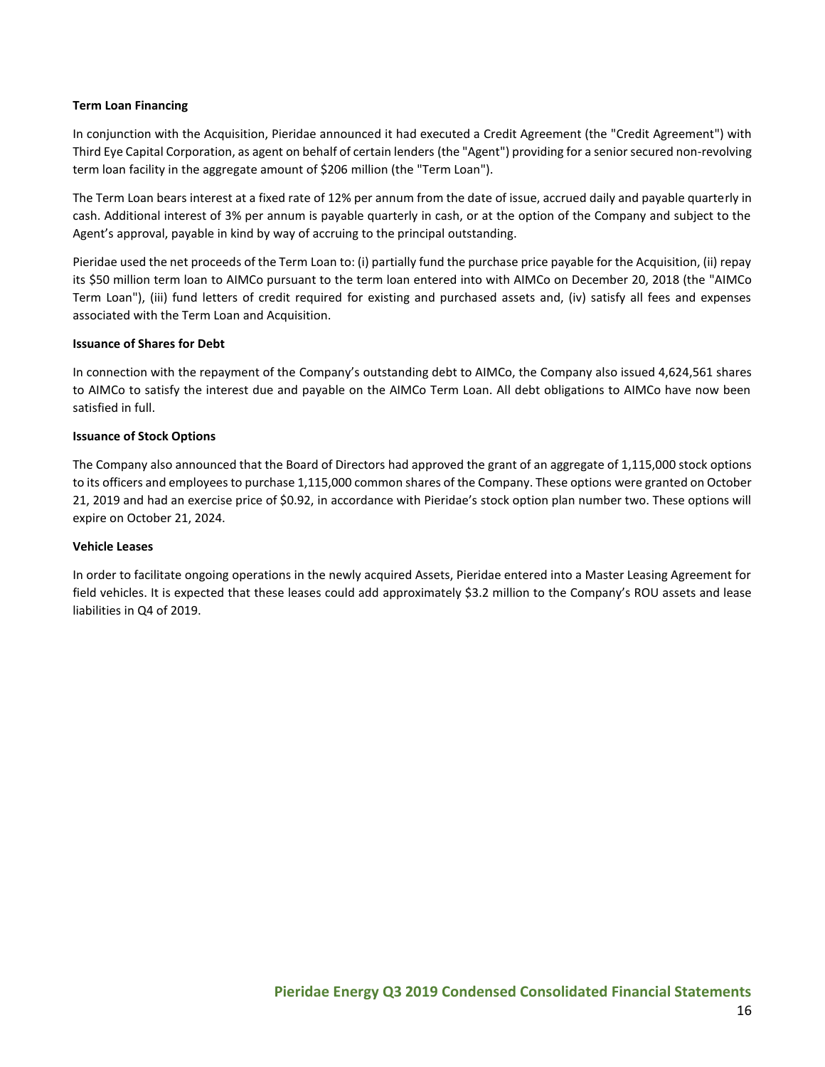**Term Loan Financing**

In conjunction with the Acquisition, Pieridae announced it had executed a Credit Agreement (the "Credit Agreement") with Third Eye Capital Corporation, as agent on behalf of certain lenders (the "Agent") providing for a senior secured non-revolving term loan facility in the aggregate amount of $206 million (the "Term Loan").

The Term Loan bears interest at a fixed rate of 12% per annum from the date of issue, accrued daily and payable quarterly in cash. Additional interest of 3% per annum is payable quarterly in cash, or at the option of the Company and subject to the Agent's approval, payable in kind by way of accruing to the principal outstanding.

Pieridae used the net proceeds of the Term Loan to: (i) partially fund the purchase price payable for the Acquisition, (ii) repay its $50 million term loan to AIMCo pursuant to the term loan entered into with AIMCo on December 20, 2018 (the "AIMCo Term Loan"), (iii) fund letters of credit required for existing and purchased assets and, (iv) satisfy all fees and expenses associated with the Term Loan and Acquisition.

**Issuance of Shares for Debt**

In connection with the repayment of the Company's outstanding debt to AIMCo, the Company also issued 4,624,561 shares to AIMCo to satisfy the interest due and payable on the AIMCo Term Loan. All debt obligations to AIMCo have now been satisfied in full.

**Issuance of Stock Options**

The Company also announced that the Board of Directors had approved the grant of an aggregate of 1,115,000 stock options to its officers and employees to purchase 1,115,000 common shares of the Company. These options were granted on October 21, 2019 and had an exercise price of $0.92, in accordance with Pieridae's stock option plan number two. These options will expire on October 21, 2024.

**Vehicle Leases**

In order to facilitate ongoing operations in the newly acquired Assets, Pieridae entered into a Master Leasing Agreement for field vehicles. It is expected that these leases could add approximately $3.2 million to the Company's ROU assets and lease liabilities in Q4 of 2019.